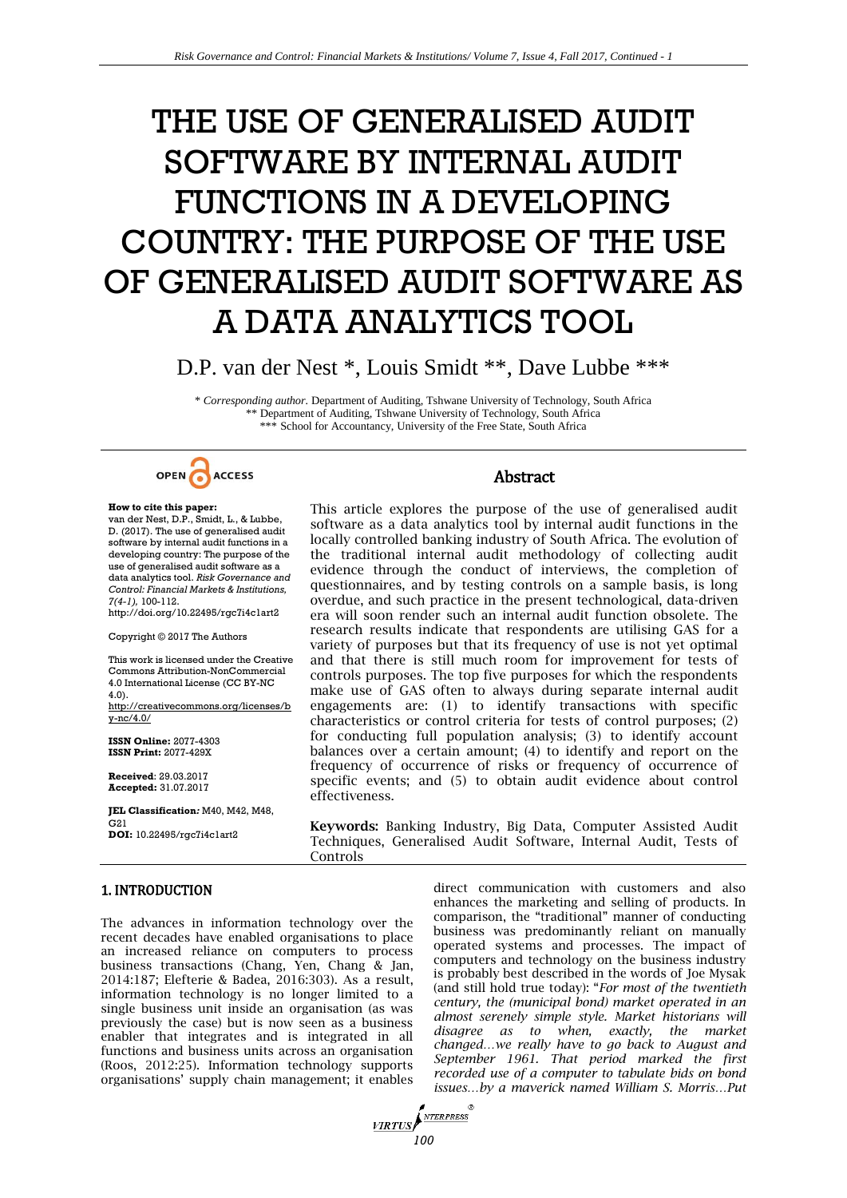# THE USE OF GENERALISED AUDIT SOFTWARE BY INTERNAL AUDIT FUNCTIONS IN A DEVELOPING COUNTRY: THE PURPOSE OF THE USE OF GENERALISED AUDIT SOFTWARE AS A DATA ANALYTICS TOOL

D.P. van der Nest *, Louis Smidt **, Dave Lubbe ***

\* *Corresponding author.* Department of Auditing, Tshwane University of Technology, South Africa
\*\* Department of Auditing, Tshwane University of Technology, South Africa
\*\*\* School for Accountancy, University of the Free State, South Africa

OPEN ACCESS

**How to cite this paper:** van der Nest, D.P., Smidt, L., & Lubbe, D. (2017). The use of generalised audit software by internal audit functions in a developing country: The purpose of the use of generalised audit software as a data analytics tool. *Risk Governance and Control: Financial Markets & Institutions, 7(4-1),* 100-112. http://doi.org/10.22495/rgc7i4c1art2

Copyright © 2017 The Authors

This work is licensed under the Creative Commons Attribution-NonCommercial 4.0 International License (CC BY-NC 4.0). http://creativecommons.org/licenses/by-nc/4.0/

**ISSN Online:** 2077-4303
**ISSN Print:** 2077-429X

**Received**: 29.03.2017
**Accepted:** 31.07.2017

**JEL Classification:** M40, M42, M48, G21
**DOI:** 10.22495/rgc7i4c1art2

## Abstract

This article explores the purpose of the use of generalised audit software as a data analytics tool by internal audit functions in the locally controlled banking industry of South Africa. The evolution of the traditional internal audit methodology of collecting audit evidence through the conduct of interviews, the completion of questionnaires, and by testing controls on a sample basis, is long overdue, and such practice in the present technological, data-driven era will soon render such an internal audit function obsolete. The research results indicate that respondents are utilising GAS for a variety of purposes but that its frequency of use is not yet optimal and that there is still much room for improvement for tests of controls purposes. The top five purposes for which the respondents make use of GAS often to always during separate internal audit engagements are: (1) to identify transactions with specific characteristics or control criteria for tests of control purposes; (2) for conducting full population analysis; (3) to identify account balances over a certain amount; (4) to identify and report on the frequency of occurrence of risks or frequency of occurrence of specific events; and (5) to obtain audit evidence about control effectiveness.

**Keywords:** Banking Industry, Big Data, Computer Assisted Audit Techniques, Generalised Audit Software, Internal Audit, Tests of Controls

## 1. INTRODUCTION

The advances in information technology over the recent decades have enabled organisations to place an increased reliance on computers to process business transactions (Chang, Yen, Chang & Jan, 2014:187; Elefterie & Badea, 2016:303). As a result, information technology is no longer limited to a single business unit inside an organisation (as was previously the case) but is now seen as a business enabler that integrates and is integrated in all functions and business units across an organisation (Roos, 2012:25). Information technology supports organisations' supply chain management; it enables direct communication with customers and also enhances the marketing and selling of products. In comparison, the "traditional" manner of conducting business was predominantly reliant on manually operated systems and processes. The impact of computers and technology on the business industry is probably best described in the words of Joe Mysak (and still hold true today): "*For most of the twentieth century, the (municipal bond) market operated in an almost serenely simple style. Market historians will disagree as to when, exactly, the market changed…we really have to go back to August and September 1961. That period marked the first recorded use of a computer to tabulate bids on bond issues…by a maverick named William S. Morris…Put*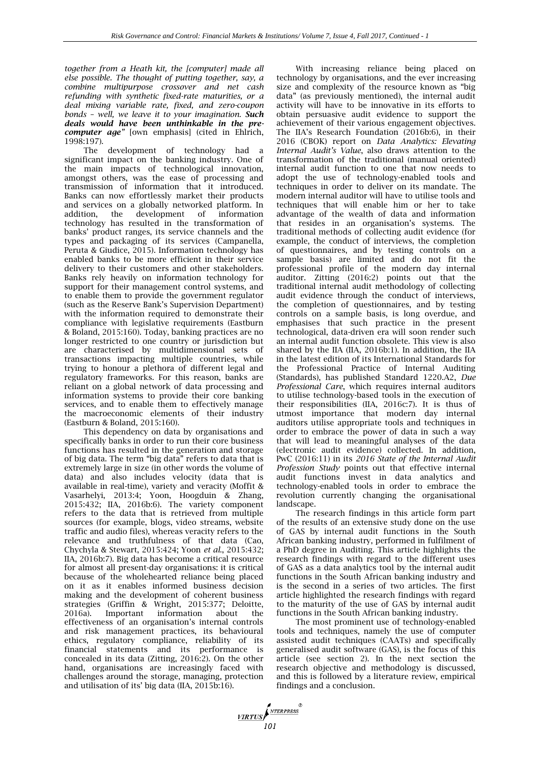*together from a Heath kit, the [computer] made all else possible. The thought of putting together, say, a combine multipurpose crossover and net cash refunding with synthetic fixed-rate maturities, or a deal mixing variable rate, fixed, and zero-coupon bonds – well, we leave it to your imagination.* ***Such deals would have been unthinkable in the pre-computer age"*** [own emphasis] (cited in Ehlrich, 1998:197).

The development of technology had a significant impact on the banking industry. One of the main impacts of technological innovation, amongst others, was the ease of processing and transmission of information that it introduced. Banks can now effortlessly market their products and services on a globally networked platform. In addition, the development of information technology has resulted in the transformation of banks' product ranges, its service channels and the types and packaging of its services (Campanella, Peruta & Giudice, 2015). Information technology has enabled banks to be more efficient in their service delivery to their customers and other stakeholders. Banks rely heavily on information technology for support for their management control systems, and to enable them to provide the government regulator (such as the Reserve Bank's Supervision Department) with the information required to demonstrate their compliance with legislative requirements (Eastburn & Boland, 2015:160). Today, banking practices are no longer restricted to one country or jurisdiction but are characterised by multidimensional sets of transactions impacting multiple countries, while trying to honour a plethora of different legal and regulatory frameworks. For this reason, banks are reliant on a global network of data processing and information systems to provide their core banking services, and to enable them to effectively manage the macroeconomic elements of their industry (Eastburn & Boland, 2015:160).

This dependency on data by organisations and specifically banks in order to run their core business functions has resulted in the generation and storage of big data. The term "big data" refers to data that is extremely large in size (in other words the volume of data) and also includes velocity (data that is available in real-time), variety and veracity (Moffit & Vasarhelyi, 2013:4; Yoon, Hoogduin & Zhang, 2015:432; IIA, 2016b:6). The variety component refers to the data that is retrieved from multiple sources (for example, blogs, video streams, website traffic and audio files), whereas veracity refers to the relevance and truthfulness of that data (Cao, Chychyla & Stewart, 2015:424; Yoon *et al*., 2015:432; IIA, 2016b:7). Big data has become a critical resource for almost all present-day organisations: it is critical because of the wholehearted reliance being placed on it as it enables informed business decision making and the development of coherent business strategies (Griffin & Wright, 2015:377; Deloitte, 2016a). Important information about the effectiveness of an organisation's internal controls and risk management practices, its behavioural ethics, regulatory compliance, reliability of its financial statements and its performance is concealed in its data (Zitting, 2016:2). On the other hand, organisations are increasingly faced with challenges around the storage, managing, protection and utilisation of its' big data (IIA, 2015b:16).

With increasing reliance being placed on technology by organisations, and the ever increasing size and complexity of the resource known as "big data" (as previously mentioned), the internal audit activity will have to be innovative in its efforts to obtain persuasive audit evidence to support the achievement of their various engagement objectives. The IIA's Research Foundation (2016b:6), in their 2016 (CBOK) report on *Data Analytics: Elevating Internal Audit's Value*, also draws attention to the transformation of the traditional (manual oriented) internal audit function to one that now needs to adopt the use of technology-enabled tools and techniques in order to deliver on its mandate. The modern internal auditor will have to utilise tools and techniques that will enable him or her to take advantage of the wealth of data and information that resides in an organisation's systems. The traditional methods of collecting audit evidence (for example, the conduct of interviews, the completion of questionnaires, and by testing controls on a sample basis) are limited and do not fit the professional profile of the modern day internal auditor. Zitting (2016:2) points out that the traditional internal audit methodology of collecting audit evidence through the conduct of interviews, the completion of questionnaires, and by testing controls on a sample basis, is long overdue, and emphasises that such practice in the present technological, data-driven era will soon render such an internal audit function obsolete. This view is also shared by the IIA (IIA, 2016b:1). In addition, the IIA in the latest edition of its International Standards for the Professional Practice of Internal Auditing (Standards), has published Standard 1220.A2, *Due Professional Care*, which requires internal auditors to utilise technology-based tools in the execution of their responsibilities (IIA, 2016c:7). It is thus of utmost importance that modern day internal auditors utilise appropriate tools and techniques in order to embrace the power of data in such a way that will lead to meaningful analyses of the data (electronic audit evidence) collected. In addition, PwC (2016:11) in its *2016 State of the Internal Audit Profession Study* points out that effective internal audit functions invest in data analytics and technology-enabled tools in order to embrace the revolution currently changing the organisational landscape.

The research findings in this article form part of the results of an extensive study done on the use of GAS by internal audit functions in the South African banking industry, performed in fulfilment of a PhD degree in Auditing. This article highlights the research findings with regard to the different uses of GAS as a data analytics tool by the internal audit functions in the South African banking industry and is the second in a series of two articles. The first article highlighted the research findings with regard to the maturity of the use of GAS by internal audit functions in the South African banking industry.

The most prominent use of technology-enabled tools and techniques, namely the use of computer assisted audit techniques (CAATs) and specifically generalised audit software (GAS), is the focus of this article (see section 2). In the next section the research objective and methodology is discussed, and this is followed by a literature review, empirical findings and a conclusion.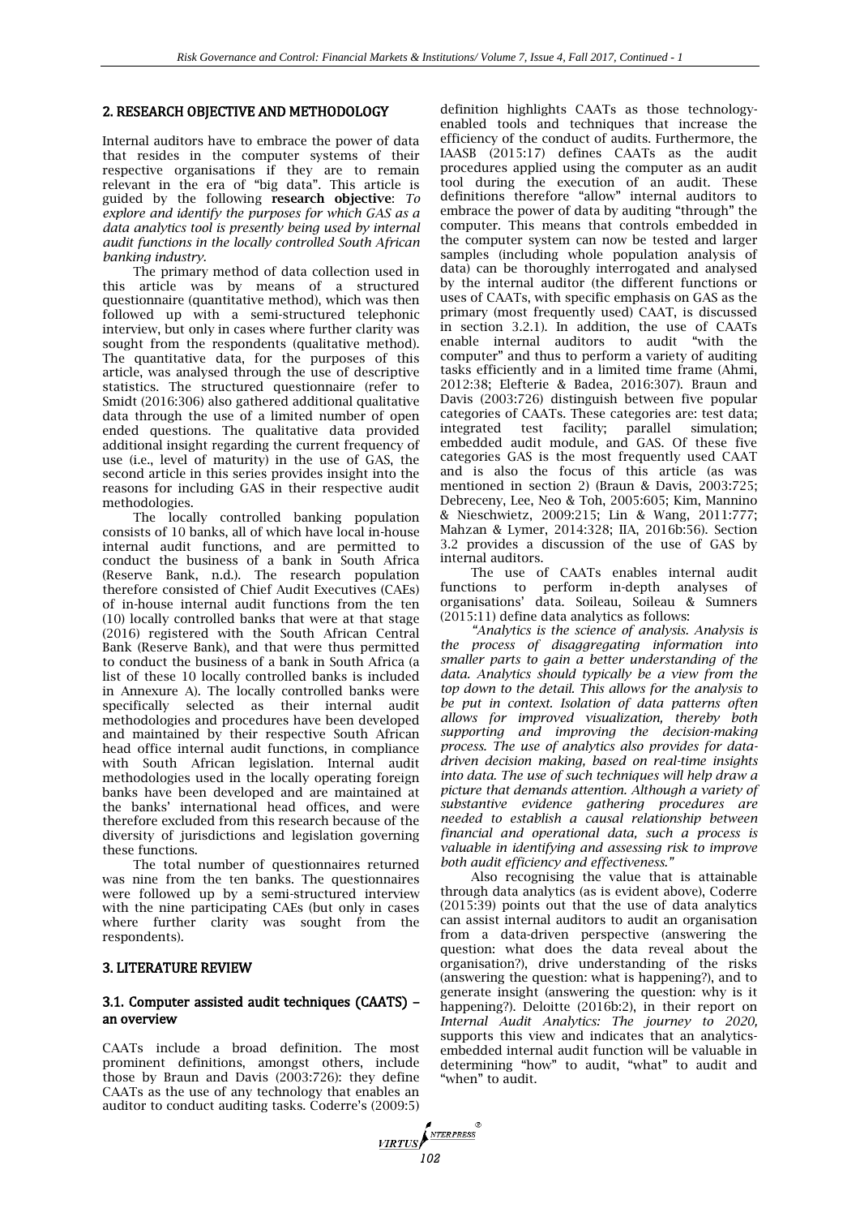## 2. RESEARCH OBJECTIVE AND METHODOLOGY

Internal auditors have to embrace the power of data that resides in the computer systems of their respective organisations if they are to remain relevant in the era of "big data". This article is guided by the following **research objective**: *To explore and identify the purposes for which GAS as a data analytics tool is presently being used by internal audit functions in the locally controlled South African banking industry.*

The primary method of data collection used in this article was by means of a structured questionnaire (quantitative method), which was then followed up with a semi-structured telephonic interview, but only in cases where further clarity was sought from the respondents (qualitative method). The quantitative data, for the purposes of this article, was analysed through the use of descriptive statistics. The structured questionnaire (refer to Smidt (2016:306) also gathered additional qualitative data through the use of a limited number of open ended questions. The qualitative data provided additional insight regarding the current frequency of use (i.e., level of maturity) in the use of GAS, the second article in this series provides insight into the reasons for including GAS in their respective audit methodologies.

The locally controlled banking population consists of 10 banks, all of which have local in-house internal audit functions, and are permitted to conduct the business of a bank in South Africa (Reserve Bank, n.d.). The research population therefore consisted of Chief Audit Executives (CAEs) of in-house internal audit functions from the ten (10) locally controlled banks that were at that stage (2016) registered with the South African Central Bank (Reserve Bank), and that were thus permitted to conduct the business of a bank in South Africa (a list of these 10 locally controlled banks is included in Annexure A). The locally controlled banks were specifically selected as their internal audit methodologies and procedures have been developed and maintained by their respective South African head office internal audit functions, in compliance with South African legislation. Internal audit methodologies used in the locally operating foreign banks have been developed and are maintained at the banks' international head offices, and were therefore excluded from this research because of the diversity of jurisdictions and legislation governing these functions.

The total number of questionnaires returned was nine from the ten banks. The questionnaires were followed up by a semi-structured interview with the nine participating CAEs (but only in cases where further clarity was sought from the respondents).

## 3. LITERATURE REVIEW

### 3.1. Computer assisted audit techniques (CAATS) – an overview

CAATs include a broad definition. The most prominent definitions, amongst others, include those by Braun and Davis (2003:726): they define CAATs as the use of any technology that enables an auditor to conduct auditing tasks. Coderre's (2009:5) definition highlights CAATs as those technology-enabled tools and techniques that increase the efficiency of the conduct of audits. Furthermore, the IAASB (2015:17) defines CAATs as the audit procedures applied using the computer as an audit tool during the execution of an audit. These definitions therefore "allow" internal auditors to embrace the power of data by auditing "through" the computer. This means that controls embedded in the computer system can now be tested and larger samples (including whole population analysis of data) can be thoroughly interrogated and analysed by the internal auditor (the different functions or uses of CAATs, with specific emphasis on GAS as the primary (most frequently used) CAAT, is discussed in section 3.2.1). In addition, the use of CAATs enable internal auditors to audit "with the computer" and thus to perform a variety of auditing tasks efficiently and in a limited time frame (Ahmi, 2012:38; Elefterie & Badea, 2016:307). Braun and Davis (2003:726) distinguish between five popular categories of CAATs. These categories are: test data; integrated test facility; parallel simulation; embedded audit module, and GAS. Of these five categories GAS is the most frequently used CAAT and is also the focus of this article (as was mentioned in section 2) (Braun & Davis, 2003:725; Debreceny, Lee, Neo & Toh, 2005:605; Kim, Mannino & Nieschwietz, 2009:215; Lin & Wang, 2011:777; Mahzan & Lymer, 2014:328; IIA, 2016b:56). Section 3.2 provides a discussion of the use of GAS by internal auditors.

The use of CAATs enables internal audit functions to perform in-depth analyses of organisations' data. Soileau, Soileau & Sumners (2015:11) define data analytics as follows:

*"Analytics is the science of analysis. Analysis is the process of disaggregating information into smaller parts to gain a better understanding of the data. Analytics should typically be a view from the top down to the detail. This allows for the analysis to be put in context. Isolation of data patterns often allows for improved visualization, thereby both supporting and improving the decision-making process. The use of analytics also provides for data-driven decision making, based on real-time insights into data. The use of such techniques will help draw a picture that demands attention. Although a variety of substantive evidence gathering procedures are needed to establish a causal relationship between financial and operational data, such a process is valuable in identifying and assessing risk to improve both audit efficiency and effectiveness."*

Also recognising the value that is attainable through data analytics (as is evident above), Coderre (2015:39) points out that the use of data analytics can assist internal auditors to audit an organisation from a data-driven perspective (answering the question: what does the data reveal about the organisation?), drive understanding of the risks (answering the question: what is happening?), and to generate insight (answering the question: why is it happening?). Deloitte (2016b:2), in their report on *Internal Audit Analytics: The journey to 2020,* supports this view and indicates that an analytics-embedded internal audit function will be valuable in determining "how" to audit, "what" to audit and "when" to audit.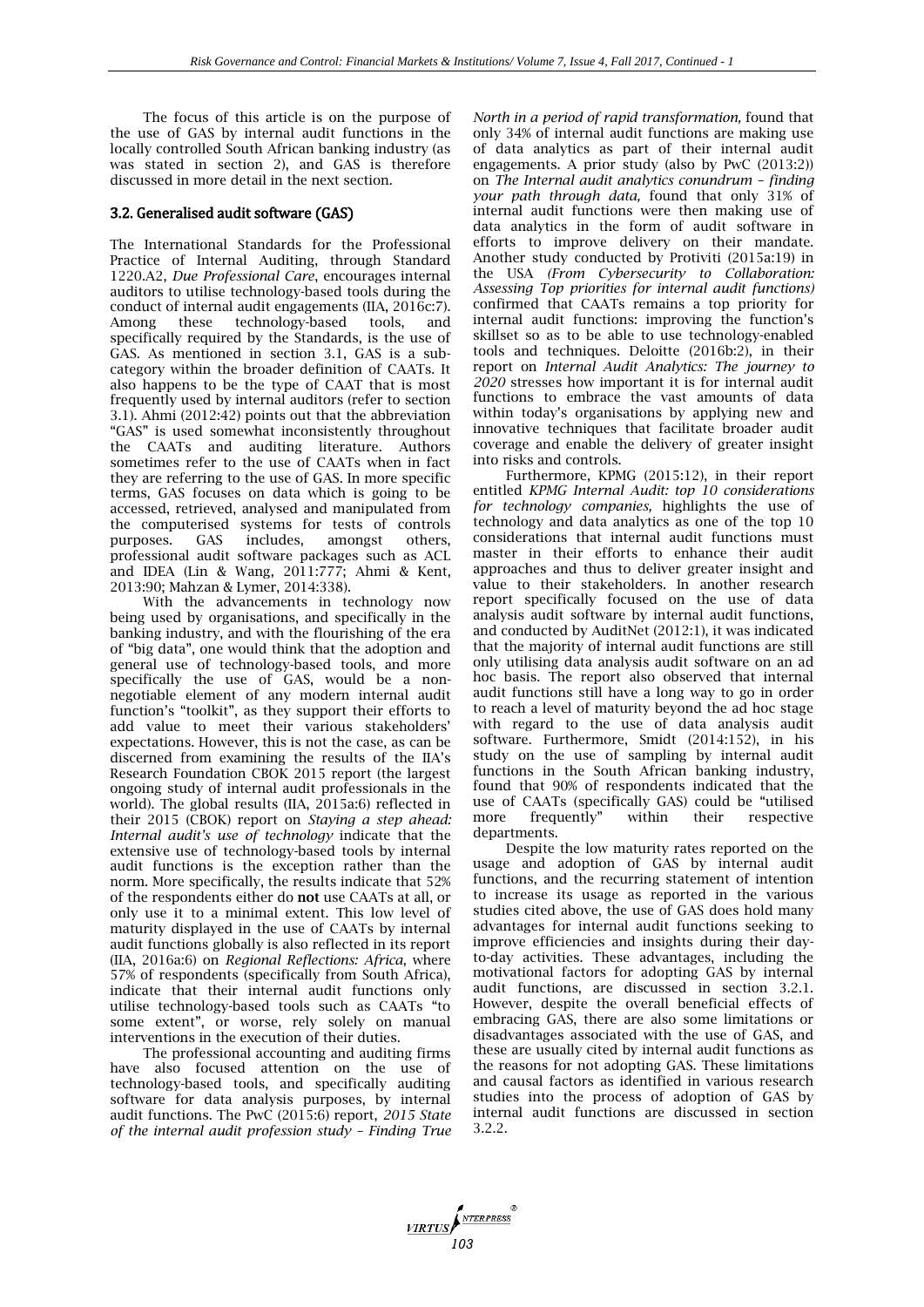The focus of this article is on the purpose of the use of GAS by internal audit functions in the locally controlled South African banking industry (as was stated in section 2), and GAS is therefore discussed in more detail in the next section.

### 3.2. Generalised audit software (GAS)

The International Standards for the Professional Practice of Internal Auditing, through Standard 1220.A2, *Due Professional Care*, encourages internal auditors to utilise technology-based tools during the conduct of internal audit engagements (IIA, 2016c:7). Among these technology-based tools, and specifically required by the Standards, is the use of GAS. As mentioned in section 3.1, GAS is a sub-category within the broader definition of CAATs. It also happens to be the type of CAAT that is most frequently used by internal auditors (refer to section 3.1). Ahmi (2012:42) points out that the abbreviation "GAS" is used somewhat inconsistently throughout the CAATs and auditing literature. Authors sometimes refer to the use of CAATs when in fact they are referring to the use of GAS. In more specific terms, GAS focuses on data which is going to be accessed, retrieved, analysed and manipulated from the computerised systems for tests of controls purposes. GAS includes, amongst others, professional audit software packages such as ACL and IDEA (Lin & Wang, 2011:777; Ahmi & Kent, 2013:90; Mahzan & Lymer, 2014:338).

With the advancements in technology now being used by organisations, and specifically in the banking industry, and with the flourishing of the era of "big data", one would think that the adoption and general use of technology-based tools, and more specifically the use of GAS, would be a non-negotiable element of any modern internal audit function's "toolkit", as they support their efforts to add value to meet their various stakeholders' expectations. However, this is not the case, as can be discerned from examining the results of the IIA's Research Foundation CBOK 2015 report (the largest ongoing study of internal audit professionals in the world). The global results (IIA, 2015a:6) reflected in their 2015 (CBOK) report on *Staying a step ahead: Internal audit's use of technology* indicate that the extensive use of technology-based tools by internal audit functions is the exception rather than the norm. More specifically, the results indicate that 52% of the respondents either do **not** use CAATs at all, or only use it to a minimal extent. This low level of maturity displayed in the use of CAATs by internal audit functions globally is also reflected in its report (IIA, 2016a:6) on *Regional Reflections: Africa*, where 57% of respondents (specifically from South Africa), indicate that their internal audit functions only utilise technology-based tools such as CAATs "to some extent", or worse, rely solely on manual interventions in the execution of their duties.

The professional accounting and auditing firms have also focused attention on the use of technology-based tools, and specifically auditing software for data analysis purposes, by internal audit functions. The PwC (2015:6) report, *2015 State of the internal audit profession study – Finding True North in a period of rapid transformation,* found that only 34% of internal audit functions are making use of data analytics as part of their internal audit engagements. A prior study (also by PwC (2013:2)) on *The Internal audit analytics conundrum – finding your path through data,* found that only 31% of internal audit functions were then making use of data analytics in the form of audit software in efforts to improve delivery on their mandate. Another study conducted by Protiviti (2015a:19) in the USA *(From Cybersecurity to Collaboration: Assessing Top priorities for internal audit functions)* confirmed that CAATs remains a top priority for internal audit functions: improving the function's skillset so as to be able to use technology-enabled tools and techniques. Deloitte (2016b:2), in their report on *Internal Audit Analytics: The journey to 2020* stresses how important it is for internal audit functions to embrace the vast amounts of data within today's organisations by applying new and innovative techniques that facilitate broader audit coverage and enable the delivery of greater insight into risks and controls.

Furthermore, KPMG (2015:12), in their report entitled *KPMG Internal Audit: top 10 considerations for technology companies,* highlights the use of technology and data analytics as one of the top 10 considerations that internal audit functions must master in their efforts to enhance their audit approaches and thus to deliver greater insight and value to their stakeholders. In another research report specifically focused on the use of data analysis audit software by internal audit functions, and conducted by AuditNet (2012:1), it was indicated that the majority of internal audit functions are still only utilising data analysis audit software on an ad hoc basis. The report also observed that internal audit functions still have a long way to go in order to reach a level of maturity beyond the ad hoc stage with regard to the use of data analysis audit software. Furthermore, Smidt (2014:152), in his study on the use of sampling by internal audit functions in the South African banking industry, found that 90% of respondents indicated that the use of CAATs (specifically GAS) could be "utilised more frequently" within their respective departments.

Despite the low maturity rates reported on the usage and adoption of GAS by internal audit functions, and the recurring statement of intention to increase its usage as reported in the various studies cited above, the use of GAS does hold many advantages for internal audit functions seeking to improve efficiencies and insights during their day-to-day activities. These advantages, including the motivational factors for adopting GAS by internal audit functions, are discussed in section 3.2.1. However, despite the overall beneficial effects of embracing GAS, there are also some limitations or disadvantages associated with the use of GAS, and these are usually cited by internal audit functions as the reasons for not adopting GAS. These limitations and causal factors as identified in various research studies into the process of adoption of GAS by internal audit functions are discussed in section 3.2.2.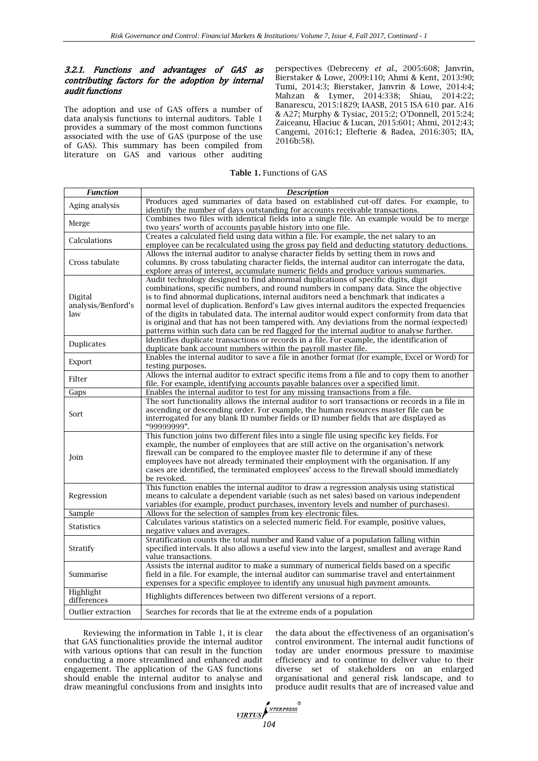### 3.2.1. Functions and advantages of GAS as contributing factors for the adoption by internal audit functions

The adoption and use of GAS offers a number of data analysis functions to internal auditors. Table 1 provides a summary of the most common functions associated with the use of GAS (purpose of the use of GAS). This summary has been compiled from literature on GAS and various other auditing perspectives (Debreceny *et al.*, 2005:608; Janvrin, Bierstaker & Lowe, 2009:110; Ahmi & Kent, 2013:90; Tumi, 2014:3; Bierstaker, Janvrin & Lowe, 2014:4; Mahzan & Lymer, 2014:338; Shiau, 2014:22; Banarescu, 2015:1829; IAASB, 2015 ISA 610 par. A16 & A27; Murphy & Tysiac, 2015:2; O'Donnell, 2015:24; Zaiceanu, Hlaciuc & Lucan, 2015:601; Ahmi, 2012:43; Cangemi, 2016:1; Elefterie & Badea, 2016:305; IIA, 2016b:58).

**Table 1.** Functions of GAS

| *Function* | *Description* |
|---|---|
| Aging analysis | Produces aged summaries of data based on established cut-off dates. For example, to identify the number of days outstanding for accounts receivable transactions. |
| Merge | Combines two files with identical fields into a single file. An example would be to merge two years' worth of accounts payable history into one file. |
| Calculations | Creates a calculated field using data within a file. For example, the net salary to an employee can be recalculated using the gross pay field and deducting statutory deductions. |
| Cross tabulate | Allows the internal auditor to analyse character fields by setting them in rows and columns. By cross tabulating character fields, the internal auditor can interrogate the data, explore areas of interest, accumulate numeric fields and produce various summaries. |
| Digital analysis/Benford's law | Audit technology designed to find abnormal duplications of specific digits, digit combinations, specific numbers, and round numbers in company data. Since the objective is to find abnormal duplications, internal auditors need a benchmark that indicates a normal level of duplication. Benford's Law gives internal auditors the expected frequencies of the digits in tabulated data. The internal auditor would expect conformity from data that is original and that has not been tampered with. Any deviations from the normal (expected) patterns within such data can be red flagged for the internal auditor to analyse further. |
| Duplicates | Identifies duplicate transactions or records in a file. For example, the identification of duplicate bank account numbers within the payroll master file. |
| Export | Enables the internal auditor to save a file in another format (for example, Excel or Word) for testing purposes. |
| Filter | Allows the internal auditor to extract specific items from a file and to copy them to another file. For example, identifying accounts payable balances over a specified limit. |
| Gaps | Enables the internal auditor to test for any missing transactions from a file. |
| Sort | The sort functionality allows the internal auditor to sort transactions or records in a file in ascending or descending order. For example, the human resources master file can be interrogated for any blank ID number fields or ID number fields that are displayed as "99999999". |
| Join | This function joins two different files into a single file using specific key fields. For example, the number of employees that are still active on the organisation's network firewall can be compared to the employee master file to determine if any of these employees have not already terminated their employment with the organisation. If any cases are identified, the terminated employees' access to the firewall should immediately be revoked. |
| Regression | This function enables the internal auditor to draw a regression analysis using statistical means to calculate a dependent variable (such as net sales) based on various independent variables (for example, product purchases, inventory levels and number of purchases). |
| Sample | Allows for the selection of samples from key electronic files. |
| Statistics | Calculates various statistics on a selected numeric field. For example, positive values, negative values and averages. |
| Stratify | Stratification counts the total number and Rand value of a population falling within specified intervals. It also allows a useful view into the largest, smallest and average Rand value transactions. |
| Summarise | Assists the internal auditor to make a summary of numerical fields based on a specific field in a file. For example, the internal auditor can summarise travel and entertainment expenses for a specific employee to identify any unusual high payment amounts. |
| Highlight differences | Highlights differences between two different versions of a report. |
| Outlier extraction | Searches for records that lie at the extreme ends of a population |

Reviewing the information in Table 1, it is clear that GAS functionalities provide the internal auditor with various options that can result in the function conducting a more streamlined and enhanced audit engagement. The application of the GAS functions should enable the internal auditor to analyse and draw meaningful conclusions from and insights into the data about the effectiveness of an organisation's control environment. The internal audit functions of today are under enormous pressure to maximise efficiency and to continue to deliver value to their diverse set of stakeholders on an enlarged organisational and general risk landscape, and to produce audit results that are of increased value and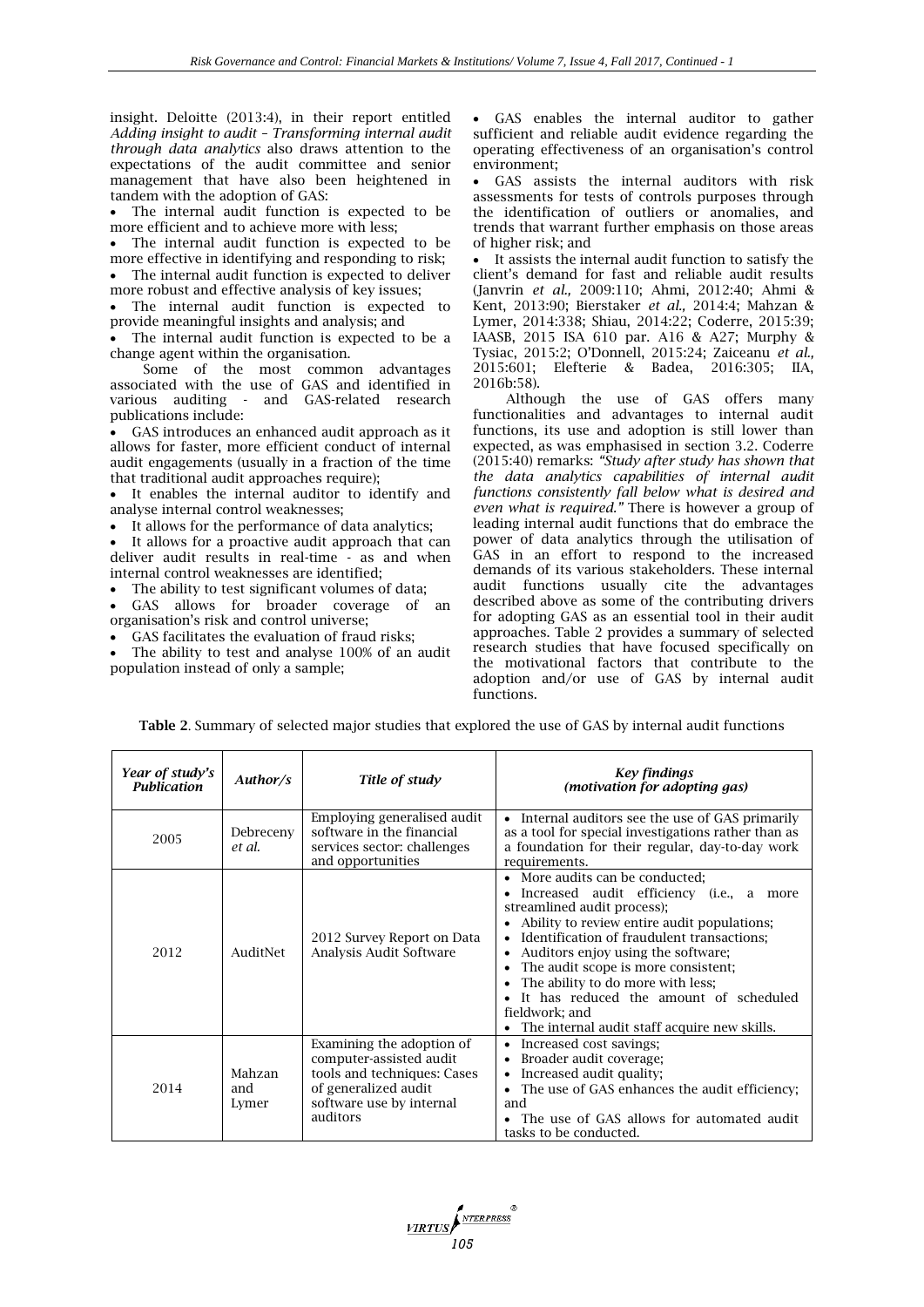insight. Deloitte (2013:4), in their report entitled *Adding insight to audit – Transforming internal audit through data analytics* also draws attention to the expectations of the audit committee and senior management that have also been heightened in tandem with the adoption of GAS:

- The internal audit function is expected to be more efficient and to achieve more with less;
- The internal audit function is expected to be more effective in identifying and responding to risk;
- The internal audit function is expected to deliver more robust and effective analysis of key issues;
- The internal audit function is expected to provide meaningful insights and analysis; and
- The internal audit function is expected to be a change agent within the organisation.

Some of the most common advantages associated with the use of GAS and identified in various auditing - and GAS-related research publications include:

- GAS introduces an enhanced audit approach as it allows for faster, more efficient conduct of internal audit engagements (usually in a fraction of the time that traditional audit approaches require);
- It enables the internal auditor to identify and analyse internal control weaknesses;
- It allows for the performance of data analytics;
- It allows for a proactive audit approach that can deliver audit results in real-time - as and when internal control weaknesses are identified;
- The ability to test significant volumes of data;
- GAS allows for broader coverage of an organisation's risk and control universe;
- GAS facilitates the evaluation of fraud risks;
- The ability to test and analyse 100% of an audit population instead of only a sample;
- GAS enables the internal auditor to gather sufficient and reliable audit evidence regarding the operating effectiveness of an organisation's control environment;
- GAS assists the internal auditors with risk assessments for tests of controls purposes through the identification of outliers or anomalies, and trends that warrant further emphasis on those areas of higher risk; and
- It assists the internal audit function to satisfy the client's demand for fast and reliable audit results (Janvrin *et al.,* 2009:110; Ahmi, 2012:40; Ahmi & Kent, 2013:90; Bierstaker *et al.,* 2014:4; Mahzan & Lymer, 2014:338; Shiau, 2014:22; Coderre, 2015:39; IAASB, 2015 ISA 610 par. A16 & A27; Murphy & Tysiac, 2015:2; O'Donnell, 2015:24; Zaiceanu *et al.,* 2015:601; Elefterie & Badea, 2016:305; IIA, 2016b:58).

Although the use of GAS offers many functionalities and advantages to internal audit functions, its use and adoption is still lower than expected, as was emphasised in section 3.2. Coderre (2015:40) remarks: ***"Study after study has shown that the data analytics capabilities of internal audit functions consistently fall below what is desired and even what is required."*** There is however a group of leading internal audit functions that do embrace the power of data analytics through the utilisation of GAS in an effort to respond to the increased demands of its various stakeholders. These internal audit functions usually cite the advantages described above as some of the contributing drivers for adopting GAS as an essential tool in their audit approaches. Table 2 provides a summary of selected research studies that have focused specifically on the motivational factors that contribute to the adoption and/or use of GAS by internal audit functions.

**Table 2**. Summary of selected major studies that explored the use of GAS by internal audit functions

| *Year of study's Publication* | *Author/s* | *Title of study* | *Key findings (motivation for adopting gas)* |
|---|---|---|---|
| 2005 | Debreceny *et al.* | Employing generalised audit software in the financial services sector: challenges and opportunities | • Internal auditors see the use of GAS primarily as a tool for special investigations rather than as a foundation for their regular, day-to-day work requirements. |
| 2012 | AuditNet | 2012 Survey Report on Data Analysis Audit Software | • More audits can be conducted; • Increased audit efficiency (i.e., a more streamlined audit process); • Ability to review entire audit populations; • Identification of fraudulent transactions; • Auditors enjoy using the software; • The audit scope is more consistent; • The ability to do more with less; • It has reduced the amount of scheduled fieldwork; and • The internal audit staff acquire new skills. |
| 2014 | Mahzan and Lymer | Examining the adoption of computer-assisted audit tools and techniques: Cases of generalized audit software use by internal auditors | • Increased cost savings; • Broader audit coverage; • Increased audit quality; • The use of GAS enhances the audit efficiency; and • The use of GAS allows for automated audit tasks to be conducted. |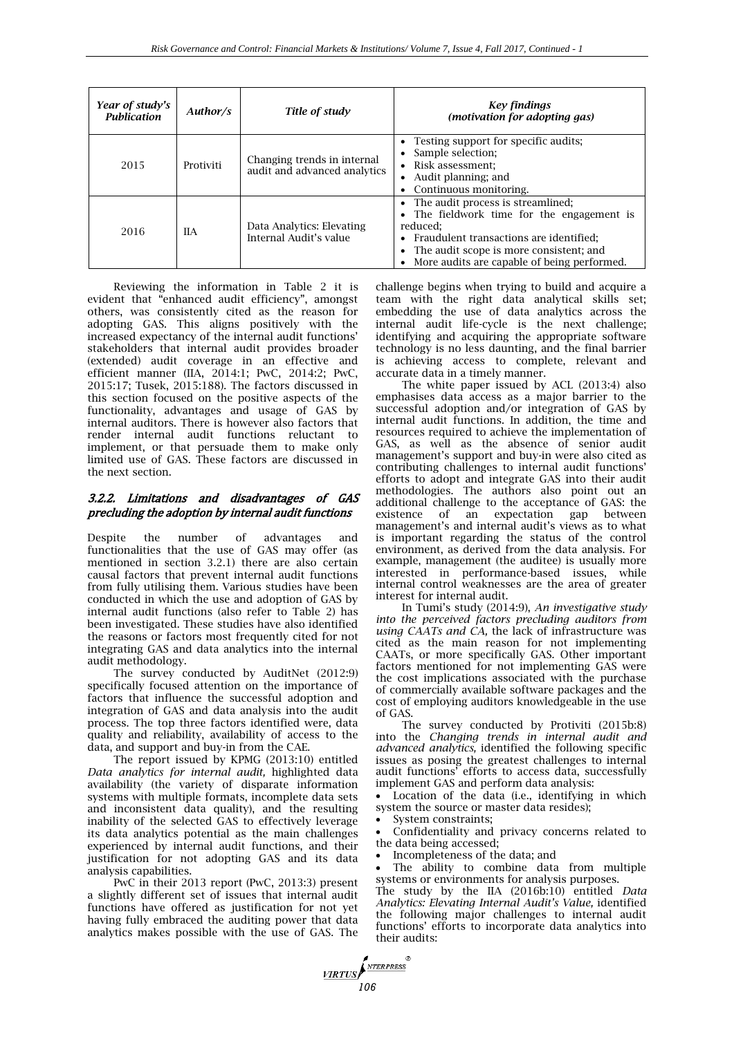| Year of study's Publication | Author/s | Title of study | Key findings (motivation for adopting gas) |
|---|---|---|---|
| 2015 | Protiviti | Changing trends in internal audit and advanced analytics | • Testing support for specific audits; • Sample selection; • Risk assessment; • Audit planning; and • Continuous monitoring. |
| 2016 | IIA | Data Analytics: Elevating Internal Audit's value | • The audit process is streamlined; • The fieldwork time for the engagement is reduced; • Fraudulent transactions are identified; • The audit scope is more consistent; and • More audits are capable of being performed. |

Reviewing the information in Table 2 it is evident that "enhanced audit efficiency", amongst others, was consistently cited as the reason for adopting GAS. This aligns positively with the increased expectancy of the internal audit functions' stakeholders that internal audit provides broader (extended) audit coverage in an effective and efficient manner (IIA, 2014:1; PwC, 2014:2; PwC, 2015:17; Tusek, 2015:188). The factors discussed in this section focused on the positive aspects of the functionality, advantages and usage of GAS by internal auditors. There is however also factors that render internal audit functions reluctant to implement, or that persuade them to make only limited use of GAS. These factors are discussed in the next section.

### 3.2.2. Limitations and disadvantages of GAS precluding the adoption by internal audit functions

Despite the number of advantages and functionalities that the use of GAS may offer (as mentioned in section 3.2.1) there are also certain causal factors that prevent internal audit functions from fully utilising them. Various studies have been conducted in which the use and adoption of GAS by internal audit functions (also refer to Table 2) has been investigated. These studies have also identified the reasons or factors most frequently cited for not integrating GAS and data analytics into the internal audit methodology.

The survey conducted by AuditNet (2012:9) specifically focused attention on the importance of factors that influence the successful adoption and integration of GAS and data analysis into the audit process. The top three factors identified were, data quality and reliability, availability of access to the data, and support and buy-in from the CAE.

The report issued by KPMG (2013:10) entitled *Data analytics for internal audit,* highlighted data availability (the variety of disparate information systems with multiple formats, incomplete data sets and inconsistent data quality), and the resulting inability of the selected GAS to effectively leverage its data analytics potential as the main challenges experienced by internal audit functions, and their justification for not adopting GAS and its data analysis capabilities.

PwC in their 2013 report (PwC, 2013:3) present a slightly different set of issues that internal audit functions have offered as justification for not yet having fully embraced the auditing power that data analytics makes possible with the use of GAS. The challenge begins when trying to build and acquire a team with the right data analytical skills set; embedding the use of data analytics across the internal audit life-cycle is the next challenge; identifying and acquiring the appropriate software technology is no less daunting, and the final barrier is achieving access to complete, relevant and accurate data in a timely manner.

The white paper issued by ACL (2013:4) also emphasises data access as a major barrier to the successful adoption and/or integration of GAS by internal audit functions. In addition, the time and resources required to achieve the implementation of GAS, as well as the absence of senior audit management's support and buy-in were also cited as contributing challenges to internal audit functions' efforts to adopt and integrate GAS into their audit methodologies. The authors also point out an additional challenge to the acceptance of GAS: the existence of an expectation gap between management's and internal audit's views as to what is important regarding the status of the control environment, as derived from the data analysis. For example, management (the auditee) is usually more interested in performance-based issues, while internal control weaknesses are the area of greater interest for internal audit.

In Tumi's study (2014:9), *An investigative study into the perceived factors precluding auditors from using CAATs and CA,* the lack of infrastructure was cited as the main reason for not implementing CAATs, or more specifically GAS. Other important factors mentioned for not implementing GAS were the cost implications associated with the purchase of commercially available software packages and the cost of employing auditors knowledgeable in the use of GAS.

The survey conducted by Protiviti (2015b:8) into the *Changing trends in internal audit and advanced analytics,* identified the following specific issues as posing the greatest challenges to internal audit functions' efforts to access data, successfully implement GAS and perform data analysis:

- Location of the data (i.e., identifying in which system the source or master data resides);
- System constraints;
- Confidentiality and privacy concerns related to the data being accessed;
- Incompleteness of the data; and
- The ability to combine data from multiple systems or environments for analysis purposes.

The study by the IIA (2016b:10) entitled *Data Analytics: Elevating Internal Audit's Value,* identified the following major challenges to internal audit functions' efforts to incorporate data analytics into their audits: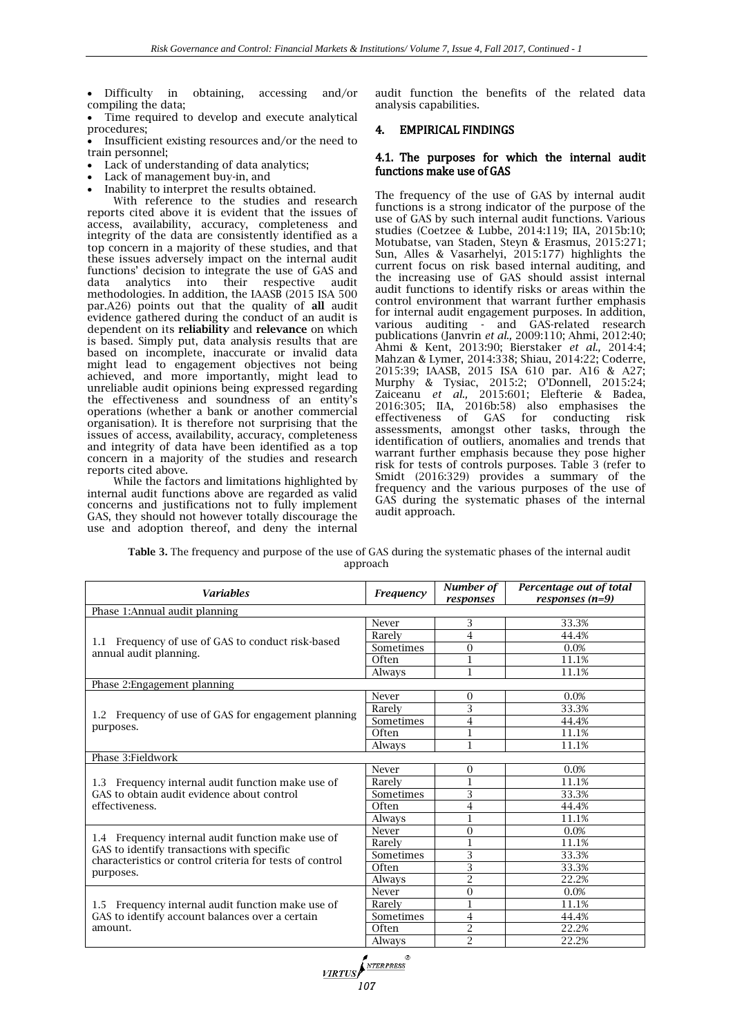- Difficulty in obtaining, accessing and/or compiling the data;
- Time required to develop and execute analytical procedures;
- Insufficient existing resources and/or the need to train personnel;
- Lack of understanding of data analytics;
- Lack of management buy-in, and
- Inability to interpret the results obtained.

With reference to the studies and research reports cited above it is evident that the issues of access, availability, accuracy, completeness and integrity of the data are consistently identified as a top concern in a majority of these studies, and that these issues adversely impact on the internal audit functions' decision to integrate the use of GAS and data analytics into their respective audit methodologies. In addition, the IAASB (2015 ISA 500 par.A26) points out that the quality of **all** audit evidence gathered during the conduct of an audit is dependent on its **reliability** and **relevance** on which is based. Simply put, data analysis results that are based on incomplete, inaccurate or invalid data might lead to engagement objectives not being achieved, and more importantly, might lead to unreliable audit opinions being expressed regarding the effectiveness and soundness of an entity's operations (whether a bank or another commercial organisation). It is therefore not surprising that the issues of access, availability, accuracy, completeness and integrity of data have been identified as a top concern in a majority of the studies and research reports cited above.

While the factors and limitations highlighted by internal audit functions above are regarded as valid concerns and justifications not to fully implement GAS, they should not however totally discourage the use and adoption thereof, and deny the internal audit function the benefits of the related data analysis capabilities.

## 4. EMPIRICAL FINDINGS

### 4.1. The purposes for which the internal audit functions make use of GAS

The frequency of the use of GAS by internal audit functions is a strong indicator of the purpose of the use of GAS by such internal audit functions. Various studies (Coetzee & Lubbe, 2014:119; IIA, 2015b:10; Motubatse, van Staden, Steyn & Erasmus, 2015:271; Sun, Alles & Vasarhelyi, 2015:177) highlights the current focus on risk based internal auditing, and the increasing use of GAS should assist internal audit functions to identify risks or areas within the control environment that warrant further emphasis for internal audit engagement purposes. In addition, various auditing - and GAS-related research publications (Janvrin *et al.,* 2009:110; Ahmi, 2012:40; Ahmi & Kent, 2013:90; Bierstaker *et al.,* 2014:4; Mahzan & Lymer, 2014:338; Shiau, 2014:22; Coderre, 2015:39; IAASB, 2015 ISA 610 par. A16 & A27; Murphy & Tysiac, 2015:2; O'Donnell, 2015:24; Zaiceanu *et al.,* 2015:601; Elefterie & Badea, 2016:305; IIA, 2016b:58) also emphasises the effectiveness of GAS for conducting risk assessments, amongst other tasks, through the identification of outliers, anomalies and trends that warrant further emphasis because they pose higher risk for tests of controls purposes. Table 3 (refer to Smidt (2016:329) provides a summary of the frequency and the various purposes of the use of GAS during the systematic phases of the internal audit approach.

**Table 3.** The frequency and purpose of the use of GAS during the systematic phases of the internal audit approach

| *Variables* | *Frequency* | *Number of responses* | *Percentage out of total responses (n=9)* |
|---|---|---|---|
| Phase 1:Annual audit planning | | | |
| 1.1 Frequency of use of GAS to conduct risk-based annual audit planning. | Never | 3 | 33.3% |
| | Rarely | 4 | 44.4% |
| | Sometimes | 0 | 0.0% |
| | Often | 1 | 11.1% |
| | Always | 1 | 11.1% |
| Phase 2:Engagement planning | | | |
| 1.2 Frequency of use of GAS for engagement planning purposes. | Never | 0 | 0.0% |
| | Rarely | 3 | 33.3% |
| | Sometimes | 4 | 44.4% |
| | Often | 1 | 11.1% |
| | Always | 1 | 11.1% |
| Phase 3:Fieldwork | | | |
| 1.3 Frequency internal audit function make use of GAS to obtain audit evidence about control effectiveness. | Never | 0 | 0.0% |
| | Rarely | 1 | 11.1% |
| | Sometimes | 3 | 33.3% |
| | Often | 4 | 44.4% |
| | Always | 1 | 11.1% |
| 1.4 Frequency internal audit function make use of GAS to identify transactions with specific characteristics or control criteria for tests of control purposes. | Never | 0 | 0.0% |
| | Rarely | 1 | 11.1% |
| | Sometimes | 3 | 33.3% |
| | Often | 3 | 33.3% |
| | Always | 2 | 22.2% |
| 1.5 Frequency internal audit function make use of GAS to identify account balances over a certain amount. | Never | 0 | 0.0% |
| | Rarely | 1 | 11.1% |
| | Sometimes | 4 | 44.4% |
| | Often | 2 | 22.2% |
| | Always | 2 | 22.2% |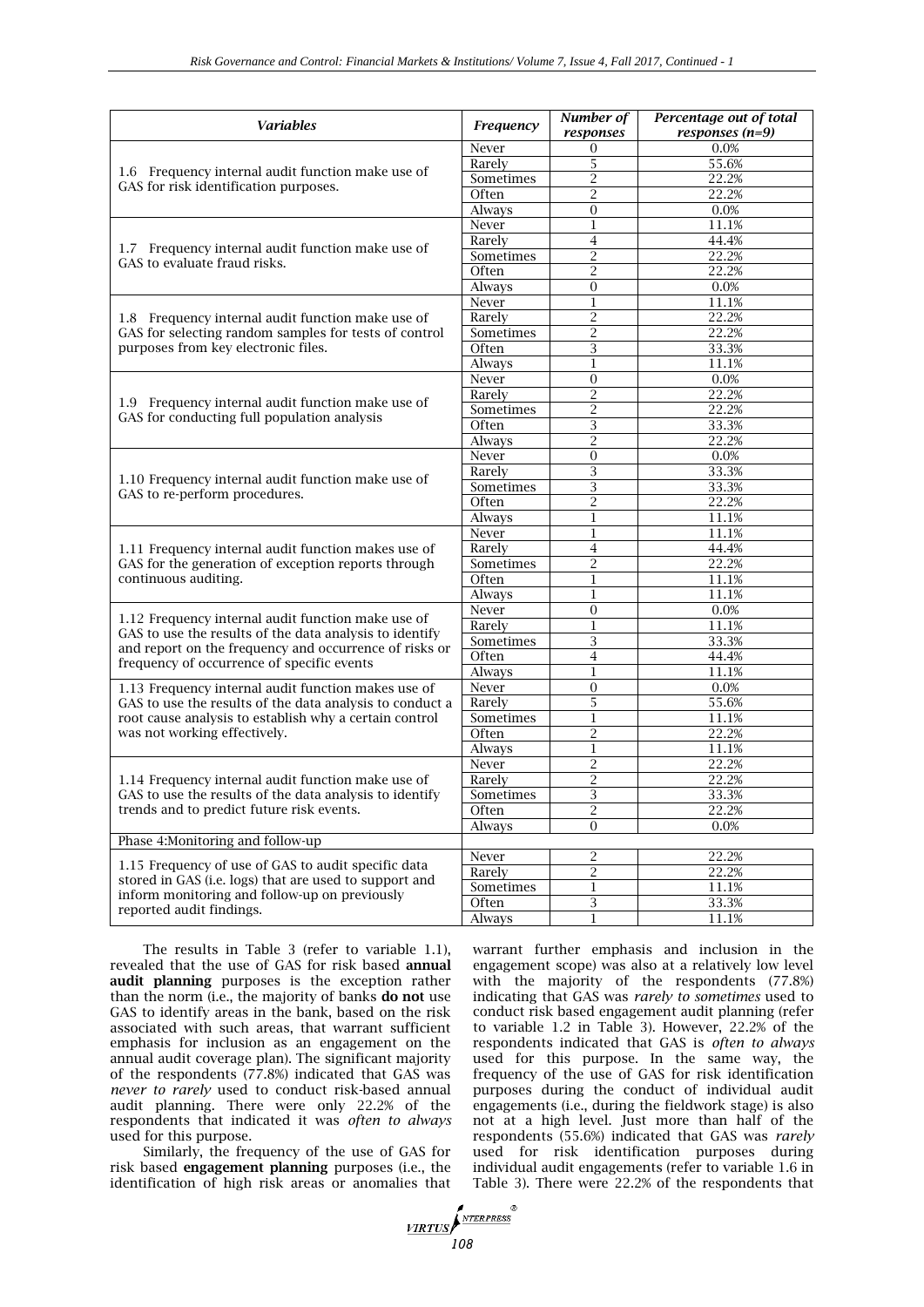| *Variables* | *Frequency* | *Number of responses* | *Percentage out of total responses (n=9)* |
|---|---|---|---|
| 1.6 Frequency internal audit function make use of GAS for risk identification purposes. | Never | 0 | 0.0% |
| | Rarely | 5 | 55.6% |
| | Sometimes | 2 | 22.2% |
| | Often | 2 | 22.2% |
| | Always | 0 | 0.0% |
| 1.7 Frequency internal audit function make use of GAS to evaluate fraud risks. | Never | 1 | 11.1% |
| | Rarely | 4 | 44.4% |
| | Sometimes | 2 | 22.2% |
| | Often | 2 | 22.2% |
| | Always | 0 | 0.0% |
| 1.8 Frequency internal audit function make use of GAS for selecting random samples for tests of control purposes from key electronic files. | Never | 1 | 11.1% |
| | Rarely | 2 | 22.2% |
| | Sometimes | 2 | 22.2% |
| | Often | 3 | 33.3% |
| | Always | 1 | 11.1% |
| 1.9 Frequency internal audit function make use of GAS for conducting full population analysis | Never | 0 | 0.0% |
| | Rarely | 2 | 22.2% |
| | Sometimes | 2 | 22.2% |
| | Often | 3 | 33.3% |
| | Always | 2 | 22.2% |
| 1.10 Frequency internal audit function make use of GAS to re-perform procedures. | Never | 0 | 0.0% |
| | Rarely | 3 | 33.3% |
| | Sometimes | 3 | 33.3% |
| | Often | 2 | 22.2% |
| | Always | 1 | 11.1% |
| 1.11 Frequency internal audit function makes use of GAS for the generation of exception reports through continuous auditing. | Never | 1 | 11.1% |
| | Rarely | 4 | 44.4% |
| | Sometimes | 2 | 22.2% |
| | Often | 1 | 11.1% |
| | Always | 1 | 11.1% |
| 1.12 Frequency internal audit function make use of GAS to use the results of the data analysis to identify and report on the frequency and occurrence of risks or frequency of occurrence of specific events | Never | 0 | 0.0% |
| | Rarely | 1 | 11.1% |
| | Sometimes | 3 | 33.3% |
| | Often | 4 | 44.4% |
| | Always | 1 | 11.1% |
| 1.13 Frequency internal audit function makes use of GAS to use the results of the data analysis to conduct a root cause analysis to establish why a certain control was not working effectively. | Never | 0 | 0.0% |
| | Rarely | 5 | 55.6% |
| | Sometimes | 1 | 11.1% |
| | Often | 2 | 22.2% |
| | Always | 1 | 11.1% |
| 1.14 Frequency internal audit function make use of GAS to use the results of the data analysis to identify trends and to predict future risk events. | Never | 2 | 22.2% |
| | Rarely | 2 | 22.2% |
| | Sometimes | 3 | 33.3% |
| | Often | 2 | 22.2% |
| | Always | 0 | 0.0% |
| Phase 4:Monitoring and follow-up | | | |
| 1.15 Frequency of use of GAS to audit specific data stored in GAS (i.e. logs) that are used to support and inform monitoring and follow-up on previously reported audit findings. | Never | 2 | 22.2% |
| | Rarely | 2 | 22.2% |
| | Sometimes | 1 | 11.1% |
| | Often | 3 | 33.3% |
| | Always | 1 | 11.1% |

The results in Table 3 (refer to variable 1.1), revealed that the use of GAS for risk based **annual audit planning** purposes is the exception rather than the norm (i.e., the majority of banks **do not** use GAS to identify areas in the bank, based on the risk associated with such areas, that warrant sufficient emphasis for inclusion as an engagement on the annual audit coverage plan). The significant majority of the respondents (77.8%) indicated that GAS was *never to rarely* used to conduct risk-based annual audit planning. There were only 22.2% of the respondents that indicated it was *often to always* used for this purpose.

Similarly, the frequency of the use of GAS for risk based **engagement planning** purposes (i.e., the identification of high risk areas or anomalies that warrant further emphasis and inclusion in the engagement scope) was also at a relatively low level with the majority of the respondents (77.8%) indicating that GAS was *rarely to sometimes* used to conduct risk based engagement audit planning (refer to variable 1.2 in Table 3). However, 22.2% of the respondents indicated that GAS is *often to always* used for this purpose. In the same way, the frequency of the use of GAS for risk identification purposes during the conduct of individual audit engagements (i.e., during the fieldwork stage) is also not at a high level. Just more than half of the respondents (55.6%) indicated that GAS was *rarely* used for risk identification purposes during individual audit engagements (refer to variable 1.6 in Table 3). There were 22.2% of the respondents that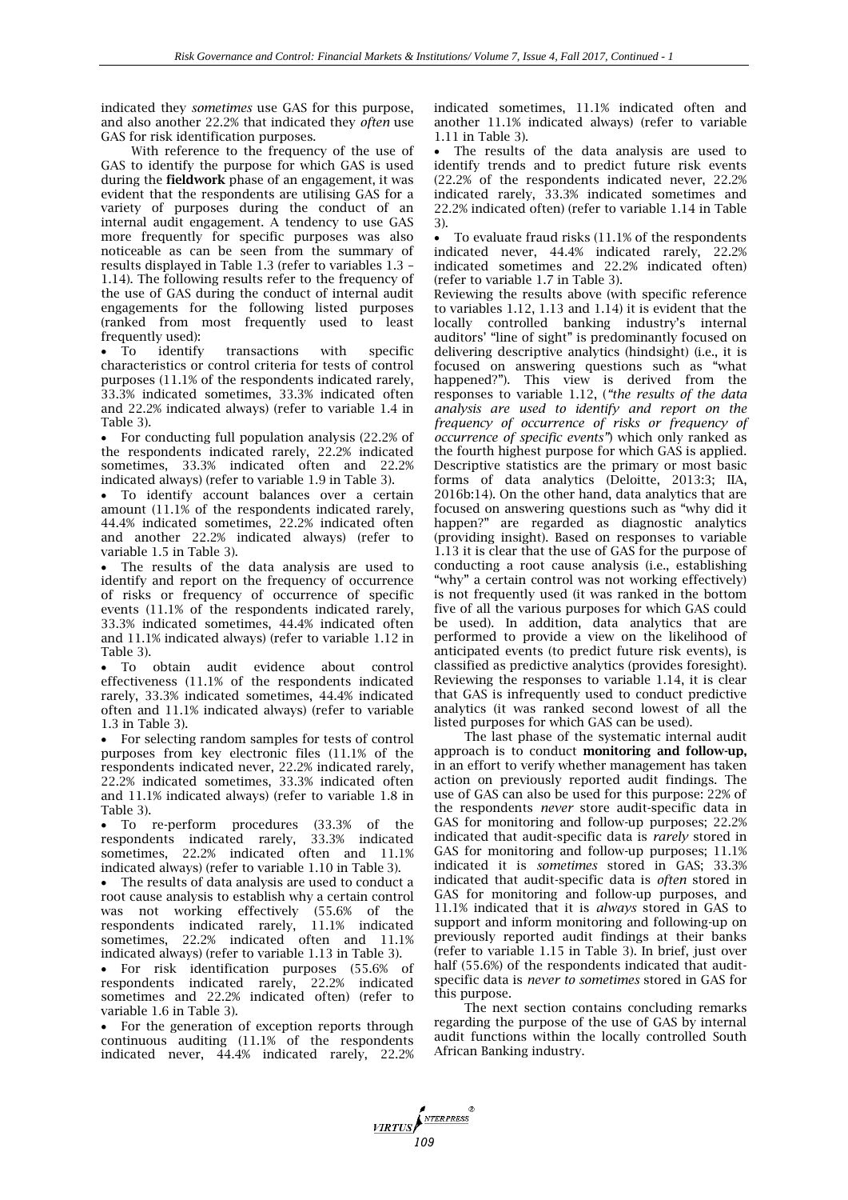indicated they *sometimes* use GAS for this purpose, and also another 22.2% that indicated they *often* use GAS for risk identification purposes.

With reference to the frequency of the use of GAS to identify the purpose for which GAS is used during the **fieldwork** phase of an engagement, it was evident that the respondents are utilising GAS for a variety of purposes during the conduct of an internal audit engagement. A tendency to use GAS more frequently for specific purposes was also noticeable as can be seen from the summary of results displayed in Table 1.3 (refer to variables 1.3 – 1.14). The following results refer to the frequency of the use of GAS during the conduct of internal audit engagements for the following listed purposes (ranked from most frequently used to least frequently used):

- To identify transactions with specific characteristics or control criteria for tests of control purposes (11.1% of the respondents indicated rarely, 33.3% indicated sometimes, 33.3% indicated often and 22.2% indicated always) (refer to variable 1.4 in Table 3).
- For conducting full population analysis (22.2% of the respondents indicated rarely, 22.2% indicated sometimes, 33.3% indicated often and 22.2% indicated always) (refer to variable 1.9 in Table 3).
- To identify account balances over a certain amount (11.1% of the respondents indicated rarely, 44.4% indicated sometimes, 22.2% indicated often and another 22.2% indicated always) (refer to variable 1.5 in Table 3).
- The results of the data analysis are used to identify and report on the frequency of occurrence of risks or frequency of occurrence of specific events (11.1% of the respondents indicated rarely, 33.3% indicated sometimes, 44.4% indicated often and 11.1% indicated always) (refer to variable 1.12 in Table 3).
- To obtain audit evidence about control effectiveness (11.1% of the respondents indicated rarely, 33.3% indicated sometimes, 44.4% indicated often and 11.1% indicated always) (refer to variable 1.3 in Table 3).
- For selecting random samples for tests of control purposes from key electronic files (11.1% of the respondents indicated never, 22.2% indicated rarely, 22.2% indicated sometimes, 33.3% indicated often and 11.1% indicated always) (refer to variable 1.8 in Table 3).
- To re-perform procedures (33.3% of the respondents indicated rarely, 33.3% indicated sometimes, 22.2% indicated often and 11.1% indicated always) (refer to variable 1.10 in Table 3).
- The results of data analysis are used to conduct a root cause analysis to establish why a certain control was not working effectively (55.6% of the respondents indicated rarely, 11.1% indicated sometimes, 22.2% indicated often and 11.1% indicated always) (refer to variable 1.13 in Table 3).
- For risk identification purposes (55.6% of respondents indicated rarely, 22.2% indicated sometimes and 22.2% indicated often) (refer to variable 1.6 in Table 3).
- For the generation of exception reports through continuous auditing (11.1% of the respondents indicated never, 44.4% indicated rarely, 22.2% indicated sometimes, 11.1% indicated often and another 11.1% indicated always) (refer to variable 1.11 in Table 3).
- The results of the data analysis are used to identify trends and to predict future risk events (22.2% of the respondents indicated never, 22.2% indicated rarely, 33.3% indicated sometimes and 22.2% indicated often) (refer to variable 1.14 in Table 3).
- To evaluate fraud risks (11.1% of the respondents indicated never, 44.4% indicated rarely, 22.2% indicated sometimes and 22.2% indicated often) (refer to variable 1.7 in Table 3).

Reviewing the results above (with specific reference to variables 1.12, 1.13 and 1.14) it is evident that the locally controlled banking industry's internal auditors' "line of sight" is predominantly focused on delivering descriptive analytics (hindsight) (i.e., it is focused on answering questions such as "what happened?"). This view is derived from the responses to variable 1.12, (*"the results of the data analysis are used to identify and report on the frequency of occurrence of risks or frequency of occurrence of specific events"*) which only ranked as the fourth highest purpose for which GAS is applied. Descriptive statistics are the primary or most basic forms of data analytics (Deloitte, 2013:3; IIA, 2016b:14). On the other hand, data analytics that are focused on answering questions such as "why did it happen?" are regarded as diagnostic analytics (providing insight). Based on responses to variable 1.13 it is clear that the use of GAS for the purpose of conducting a root cause analysis (i.e., establishing "why" a certain control was not working effectively) is not frequently used (it was ranked in the bottom five of all the various purposes for which GAS could be used). In addition, data analytics that are performed to provide a view on the likelihood of anticipated events (to predict future risk events), is classified as predictive analytics (provides foresight). Reviewing the responses to variable 1.14, it is clear that GAS is infrequently used to conduct predictive analytics (it was ranked second lowest of all the listed purposes for which GAS can be used).

The last phase of the systematic internal audit approach is to conduct **monitoring and follow-up,** in an effort to verify whether management has taken action on previously reported audit findings. The use of GAS can also be used for this purpose: 22% of the respondents *never* store audit-specific data in GAS for monitoring and follow-up purposes; 22.2% indicated that audit-specific data is *rarely* stored in GAS for monitoring and follow-up purposes; 11.1% indicated it is *sometimes* stored in GAS; 33.3% indicated that audit-specific data is *often* stored in GAS for monitoring and follow-up purposes, and 11.1% indicated that it is *always* stored in GAS to support and inform monitoring and following-up on previously reported audit findings at their banks (refer to variable 1.15 in Table 3). In brief, just over half (55.6%) of the respondents indicated that audit-specific data is *never to sometimes* stored in GAS for this purpose.

The next section contains concluding remarks regarding the purpose of the use of GAS by internal audit functions within the locally controlled South African Banking industry.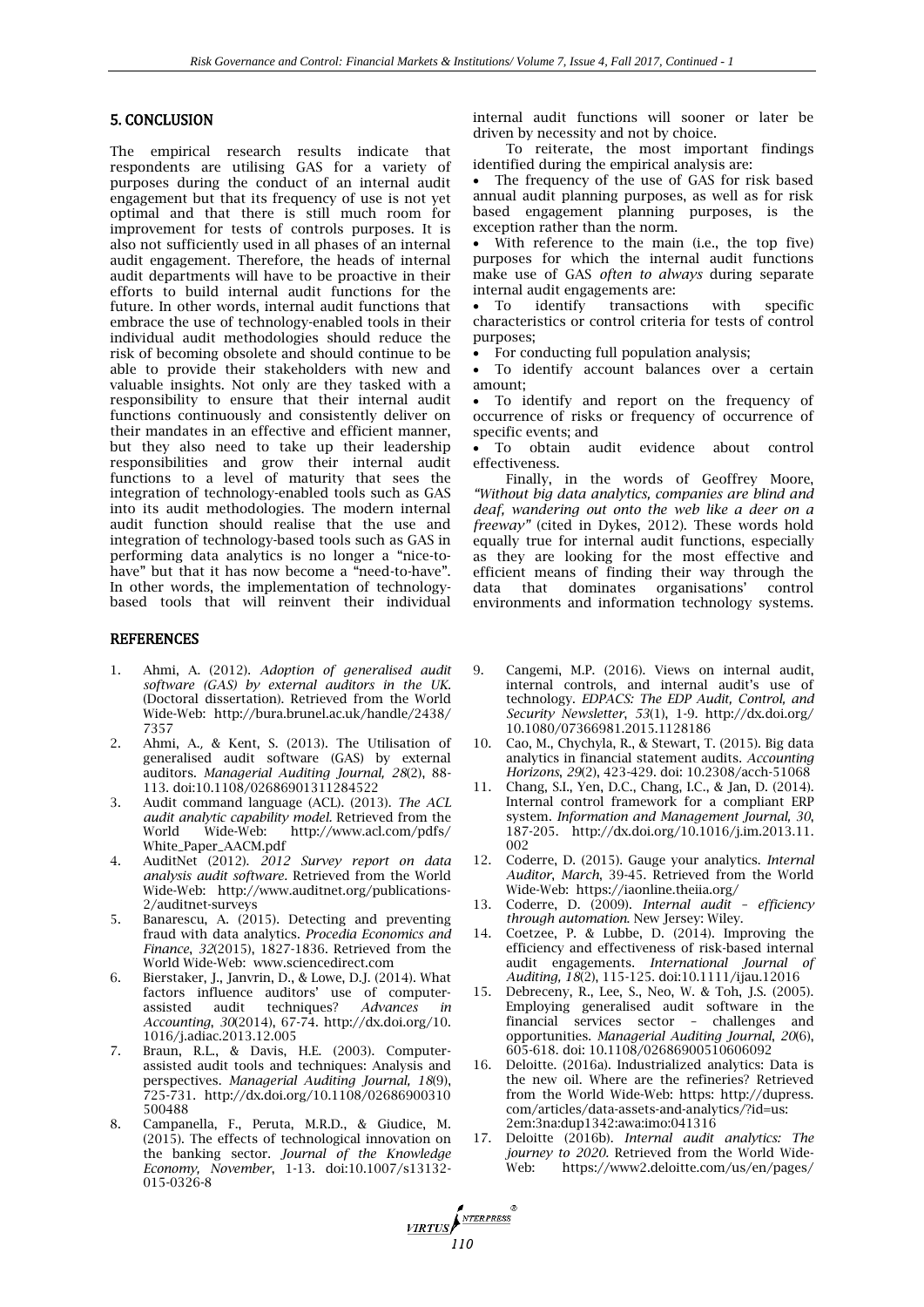## 5. CONCLUSION

The empirical research results indicate that respondents are utilising GAS for a variety of purposes during the conduct of an internal audit engagement but that its frequency of use is not yet optimal and that there is still much room for improvement for tests of controls purposes. It is also not sufficiently used in all phases of an internal audit engagement. Therefore, the heads of internal audit departments will have to be proactive in their efforts to build internal audit functions for the future. In other words, internal audit functions that embrace the use of technology-enabled tools in their individual audit methodologies should reduce the risk of becoming obsolete and should continue to be able to provide their stakeholders with new and valuable insights. Not only are they tasked with a responsibility to ensure that their internal audit functions continuously and consistently deliver on their mandates in an effective and efficient manner, but they also need to take up their leadership responsibilities and grow their internal audit functions to a level of maturity that sees the integration of technology-enabled tools such as GAS into its audit methodologies. The modern internal audit function should realise that the use and integration of technology-based tools such as GAS in performing data analytics is no longer a "nice-to-have" but that it has now become a "need-to-have". In other words, the implementation of technology-based tools that will reinvent their individual internal audit functions will sooner or later be driven by necessity and not by choice.

To reiterate, the most important findings identified during the empirical analysis are:

- The frequency of the use of GAS for risk based annual audit planning purposes, as well as for risk based engagement planning purposes, is the exception rather than the norm.
- With reference to the main (i.e., the top five) purposes for which the internal audit functions make use of GAS *often to always* during separate internal audit engagements are:
- To identify transactions with specific characteristics or control criteria for tests of control purposes;
- For conducting full population analysis;
- To identify account balances over a certain amount;
- To identify and report on the frequency of occurrence of risks or frequency of occurrence of specific events; and
- To obtain audit evidence about control effectiveness.

Finally, in the words of Geoffrey Moore, *"Without big data analytics, companies are blind and deaf, wandering out onto the web like a deer on a freeway"* (cited in Dykes, 2012). These words hold equally true for internal audit functions, especially as they are looking for the most effective and efficient means of finding their way through the data that dominates organisations' control environments and information technology systems.

## REFERENCES

1. Ahmi, A. (2012). *Adoption of generalised audit software (GAS) by external auditors in the UK.* (Doctoral dissertation). Retrieved from the World Wide-Web: http://bura.brunel.ac.uk/handle/2438/7357
2. Ahmi, A., & Kent, S. (2013). The Utilisation of generalised audit software (GAS) by external auditors. *Managerial Auditing Journal, 28*(2), 88-113. doi:10.1108/02686901311284522
3. Audit command language (ACL). (2013). *The ACL audit analytic capability model.* Retrieved from the World Wide-Web: http://www.acl.com/pdfs/White_Paper_AACM.pdf
4. AuditNet (2012). *2012 Survey report on data analysis audit software.* Retrieved from the World Wide-Web: http://www.auditnet.org/publications-2/auditnet-surveys
5. Banarescu, A. (2015). Detecting and preventing fraud with data analytics. *Procedia Economics and Finance, 32*(2015), 1827-1836. Retrieved from the World Wide-Web: www.sciencedirect.com
6. Bierstaker, J., Janvrin, D., & Lowe, D.J. (2014). What factors influence auditors' use of computer-assisted audit techniques? *Advances in Accounting, 30*(2014), 67-74. http://dx.doi.org/10.1016/j.adiac.2013.12.005
7. Braun, R.L., & Davis, H.E. (2003). Computer-assisted audit tools and techniques: Analysis and perspectives. *Managerial Auditing Journal, 18*(9), 725-731. http://dx.doi.org/10.1108/02686900310500488
8. Campanella, F., Peruta, M.R.D., & Giudice, M. (2015). The effects of technological innovation on the banking sector. *Journal of the Knowledge Economy, November*, 1-13. doi:10.1007/s13132-015-0326-8
9. Cangemi, M.P. (2016). Views on internal audit, internal controls, and internal audit's use of technology. *EDPACS: The EDP Audit, Control, and Security Newsletter, 53*(1), 1-9. http://dx.doi.org/10.1080/07366981.2015.1128186
10. Cao, M., Chychyla, R., & Stewart, T. (2015). Big data analytics in financial statement audits. *Accounting Horizons, 29*(2), 423-429. doi: 10.2308/acch-51068
11. Chang, S.I., Yen, D.C., Chang, I.C., & Jan, D. (2014). Internal control framework for a compliant ERP system. *Information and Management Journal, 30*, 187-205. http://dx.doi.org/10.1016/j.im.2013.11.002
12. Coderre, D. (2015). Gauge your analytics. *Internal Auditor, March*, 39-45. Retrieved from the World Wide-Web: https://iaonline.theiia.org/
13. Coderre, D. (2009). *Internal audit – efficiency through automation.* New Jersey: Wiley.
14. Coetzee, P. & Lubbe, D. (2014). Improving the efficiency and effectiveness of risk-based internal audit engagements. *International Journal of Auditing, 18*(2), 115-125. doi:10.1111/ijau.12016
15. Debreceny, R., Lee, S., Neo, W. & Toh, J.S. (2005). Employing generalised audit software in the financial services sector – challenges and opportunities. *Managerial Auditing Journal, 20*(6), 605-618. doi: 10.1108/02686900510606092
16. Deloitte. (2016a). Industrialized analytics: Data is the new oil. Where are the refineries? Retrieved from the World Wide-Web: https: http://dupress.com/articles/data-assets-and-analytics/?id=us:2em:3na:dup1342:awa:imo:041316
17. Deloitte (2016b). *Internal audit analytics: The journey to 2020.* Retrieved from the World Wide-Web: https://www2.deloitte.com/us/en/pages/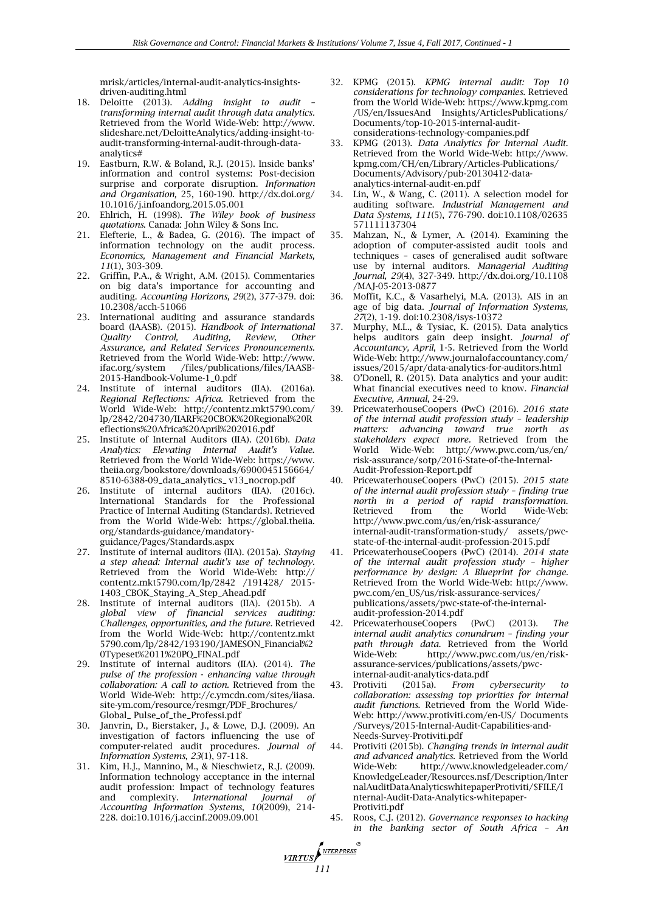mrisk/articles/internal-audit-analytics-insights-driven-auditing.html

18. Deloitte (2013). *Adding insight to audit – transforming internal audit through data analytics*. Retrieved from the World Wide-Web: http://www.slideshare.net/DeloitteAnalytics/adding-insight-to-audit-transforming-internal-audit-through-data-analytics#
19. Eastburn, R.W. & Boland, R.J. (2015). Inside banks' information and control systems: Post-decision surprise and corporate disruption. *Information and Organisation,* 25, 160-190. http://dx.doi.org/10.1016/j.infoandorg.2015.05.001
20. Ehlrich, H. (1998). *The Wiley book of business quotations*. Canada: John Wiley & Sons Inc.
21. Elefterie, L., & Badea, G. (2016). The impact of information technology on the audit process. *Economics, Management and Financial Markets, 11*(1), 303-309.
22. Griffin, P.A., & Wright, A.M. (2015). Commentaries on big data's importance for accounting and auditing. *Accounting Horizons, 29*(2), 377-379. doi: 10.2308/acch-51066
23. International auditing and assurance standards board (IAASB). (2015). *Handbook of International Quality Control, Auditing, Review, Other Assurance, and Related Services Pronouncements*. Retrieved from the World Wide-Web: http://www.ifac.org/system /files/publications/files/IAASB-2015-Handbook-Volume-1_0.pdf
24. Institute of internal auditors (IIA). (2016a). *Regional Reflections: Africa*. Retrieved from the World Wide-Web: http://contentz.mkt5790.com/lp/2842/204730/IIARF%20CBOK%20Regional%20Reflections%20Africa%20April%202016.pdf
25. Institute of Internal Auditors (IIA). (2016b). *Data Analytics: Elevating Internal Audit's Value*. Retrieved from the World Wide-Web: https://www.theiia.org/bookstore/downloads/6900045156664/8510-6388-09_data_analytics_ v13_nocrop.pdf
26. Institute of internal auditors (IIA). (2016c). International Standards for the Professional Practice of Internal Auditing (Standards). Retrieved from the World Wide-Web: https://global.theiia.org/standards-guidance/mandatory-guidance/Pages/Standards.aspx
27. Institute of internal auditors (IIA). (2015a). *Staying a step ahead: Internal audit's use of technology*. Retrieved from the World Wide-Web: http://contentz.mkt5790.com/lp/2842 /191428/ 2015-1403_CBOK_Staying_A_Step_Ahead.pdf
28. Institute of internal auditors (IIA). (2015b). *A global view of financial services auditing: Challenges, opportunities, and the future*. Retrieved from the World Wide-Web: http://contentz.mkt5790.com/lp/2842/193190/JAMESON_Financial%20Typeset%2011%20PQ_FINAL.pdf
29. Institute of internal auditors (IIA). (2014). *The pulse of the profession - enhancing value through collaboration: A call to action*. Retrieved from the World Wide-Web: http://c.ymcdn.com/sites/iiasa.site-ym.com/resource/resmgr/PDF_Brochures/Global_ Pulse_of_the_Professi.pdf
30. Janvrin, D., Bierstaker, J., & Lowe, D.J. (2009). An investigation of factors influencing the use of computer-related audit procedures. *Journal of Information Systems, 23*(1), 97-118.
31. Kim, H.J., Mannino, M., & Nieschwietz, R.J. (2009). Information technology acceptance in the internal audit profession: Impact of technology features and complexity. *International Journal of Accounting Information Systems, 10*(2009), 214-228. doi:10.1016/j.accinf.2009.09.001
32. KPMG (2015). *KPMG internal audit: Top 10 considerations for technology companies*. Retrieved from the World Wide-Web: https://www.kpmg.com/US/en/IssuesAnd Insights/ArticlesPublications/Documents/top-10-2015-internal-audit-considerations-technology-companies.pdf
33. KPMG (2013). *Data Analytics for Internal Audit*. Retrieved from the World Wide-Web: http://www.kpmg.com/CH/en/Library/Articles-Publications/Documents/Advisory/pub-20130412-data-analytics-internal-audit-en.pdf
34. Lin, W., & Wang, C. (2011). A selection model for auditing software. *Industrial Management and Data Systems, 111*(5), 776-790. doi:10.1108/02635571111137304
35. Mahzan, N., & Lymer, A. (2014). Examining the adoption of computer-assisted audit tools and techniques – cases of generalised audit software use by internal auditors. *Managerial Auditing Journal, 29*(4), 327-349. http://dx.doi.org/10.1108/MAJ-05-2013-0877
36. Moffit, K.C., & Vasarhelyi, M.A. (2013). AIS in an age of big data. *Journal of Information Systems, 27*(2), 1-19. doi:10.2308/isys-10372
37. Murphy, M.L., & Tysiac, K. (2015). Data analytics helps auditors gain deep insight. *Journal of Accountancy, April*, 1-5. Retrieved from the World Wide-Web: http://www.journalofaccountancy.com/issues/2015/apr/data-analytics-for-auditors.html
38. O'Donell, R. (2015). Data analytics and your audit: What financial executives need to know. *Financial Executive, Annual*, 24-29.
39. PricewaterhouseCoopers (PwC) (2016). *2016 state of the internal audit profession study – leadership matters: advancing toward true north as stakeholders expect more*. Retrieved from the World Wide-Web: http://www.pwc.com/us/en/risk-assurance/sotp/2016-State-of-the-Internal-Audit-Profession-Report.pdf
40. PricewaterhouseCoopers (PwC) (2015). *2015 state of the internal audit profession study – finding true north in a period of rapid transformation*. Retrieved from the World Wide-Web: http://www.pwc.com/us/en/risk-assurance/internal-audit-transformation-study/ assets/pwc-state-of-the-internal-audit-profession-2015.pdf
41. PricewaterhouseCoopers (PwC) (2014). *2014 state of the internal audit profession study – higher performance by design: A Blueprint for change*. Retrieved from the World Wide-Web: http://www.pwc.com/en_US/us/risk-assurance-services/publications/assets/pwc-state-of-the-internal-audit-profession-2014.pdf
42. PricewaterhouseCoopers (PwC) (2013). *The internal audit analytics conundrum – finding your path through data*. Retrieved from the World Wide-Web: http://www.pwc.com/us/en/risk-assurance-services/publications/assets/pwc-internal-audit-analytics-data.pdf
43. Protiviti (2015a). *From cybersecurity to collaboration: assessing top priorities for internal audit functions*. Retrieved from the World Wide-Web: http://www.protiviti.com/en-US/ Documents /Surveys/2015-Internal-Audit-Capabilities-and-Needs-Survey-Protiviti.pdf
44. Protiviti (2015b). *Changing trends in internal audit and advanced analytics*. Retrieved from the World Wide-Web: http://www.knowledgeleader.com/KnowledgeLeader/Resources.nsf/Description/InternalAuditDataAnalyticswhitepaperProtiviti/$FILE/Internal-Audit-Data-Analytics-whitepaper-Protiviti.pdf
45. Roos, C.J. (2012). *Governance responses to hacking in the banking sector of South Africa – An*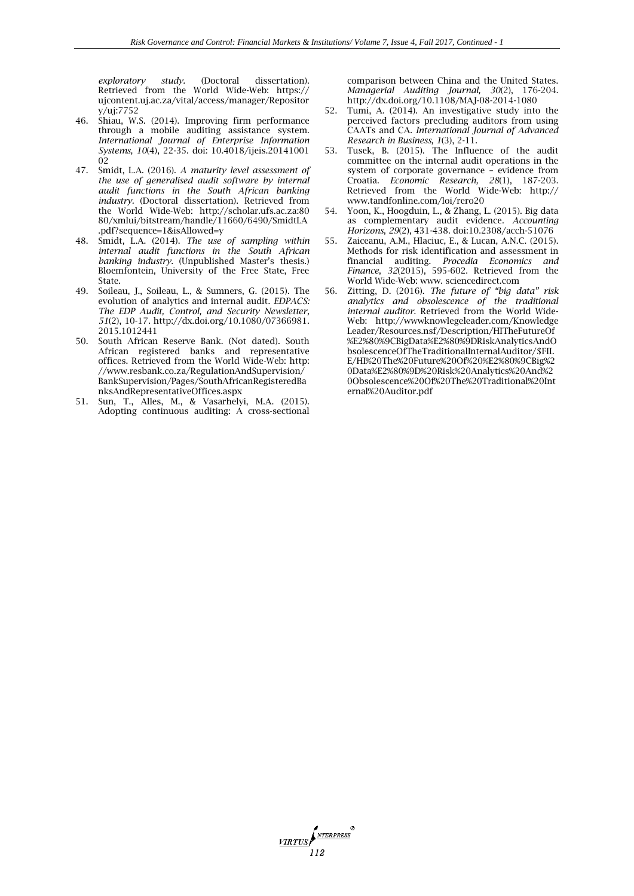*exploratory study.* (Doctoral dissertation). Retrieved from the World Wide-Web: https://ujcontent.uj.ac.za/vital/access/manager/Repository/uj:7752

46. Shiau, W.S. (2014). Improving firm performance through a mobile auditing assistance system. *International Journal of Enterprise Information Systems*, *10*(4), 22-35. doi: 10.4018/ijeis.2014100102
47. Smidt, L.A. (2016). *A maturity level assessment of the use of generalised audit software by internal audit functions in the South African banking industry.* (Doctoral dissertation). Retrieved from the World Wide-Web: http://scholar.ufs.ac.za:8080/xmlui/bitstream/handle/11660/6490/SmidtLA.pdf?sequence=1&isAllowed=y
48. Smidt, L.A. (2014). *The use of sampling within internal audit functions in the South African banking industry.* (Unpublished Master's thesis.) Bloemfontein, University of the Free State, Free State.
49. Soileau, J., Soileau, L., & Sumners, G. (2015). The evolution of analytics and internal audit. *EDPACS: The EDP Audit, Control, and Security Newsletter, 51*(2), 10-17. http://dx.doi.org/10.1080/07366981.2015.1012441
50. South African Reserve Bank. (Not dated). South African registered banks and representative offices. Retrieved from the World Wide-Web: http://www.resbank.co.za/RegulationAndSupervision/BankSupervision/Pages/SouthAfricanRegisteredBanksAndRepresentativeOffices.aspx
51. Sun, T., Alles, M., & Vasarhelyi, M.A. (2015). Adopting continuous auditing: A cross-sectional comparison between China and the United States. *Managerial Auditing Journal, 30*(2), 176-204. http://dx.doi.org/10.1108/MAJ-08-2014-1080
52. Tumi, A. (2014). An investigative study into the perceived factors precluding auditors from using CAATs and CA. *International Journal of Advanced Research in Business, 1*(3), 2-11.
53. Tusek, B. (2015). The Influence of the audit committee on the internal audit operations in the system of corporate governance – evidence from Croatia. *Economic Research, 28*(1), 187-203. Retrieved from the World Wide-Web: http://www.tandfonline.com/loi/rero20
54. Yoon, K., Hoogduin, L., & Zhang, L. (2015). Big data as complementary audit evidence. *Accounting Horizons*, *29*(2), 431-438. doi:10.2308/acch-51076
55. Zaiceanu, A.M., Hlaciuc, E., & Lucan, A.N.C. (2015). Methods for risk identification and assessment in financial auditing. *Procedia Economics and Finance*, *32*(2015), 595-602. Retrieved from the World Wide-Web: www. sciencedirect.com
56. Zitting, D. (2016). *The future of "big data" risk analytics and obsolescence of the traditional internal auditor.* Retrieved from the World Wide-Web: http://wwwknowlegeleader.com/KnowledgeLeader/Resources.nsf/Description/HITheFutureOf%E2%80%9CBigData%E2%80%9DRiskAnalyticsAndObsolescenceOfTheTraditionalInternalAuditor/$FILE/HI%20The%20Future%20Of%20%E2%80%9CBig%20Data%E2%80%9D%20Risk%20Analytics%20And%20Obsolescence%20Of%20The%20Traditional%20Internal%20Auditor.pdf